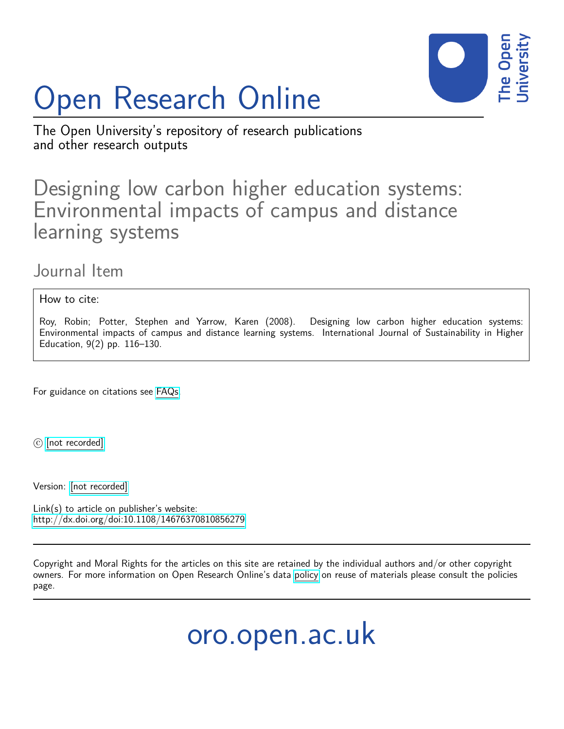# Open Research Online

The Open University's repository of research publications and other research outputs

## Designing low carbon higher education systems: Environmental impacts of campus and distance learning systems

### Journal Item

How to cite:

Roy, Robin; Potter, Stephen and Yarrow, Karen (2008). Designing low carbon higher education systems: Environmental impacts of campus and distance learning systems. International Journal of Sustainability in Higher Education, 9(2) pp. 116–130.

For guidance on citations see FAQs.

© [not recorded]

Version: [not recorded]

Link(s) to article on publisher's website:
http://dx.doi.org/doi:10.1108/14676370810856279

Copyright and Moral Rights for the articles on this site are retained by the individual authors and/or other copyright owners. For more information on Open Research Online's data policy on reuse of materials please consult the policies page.

oro.open.ac.uk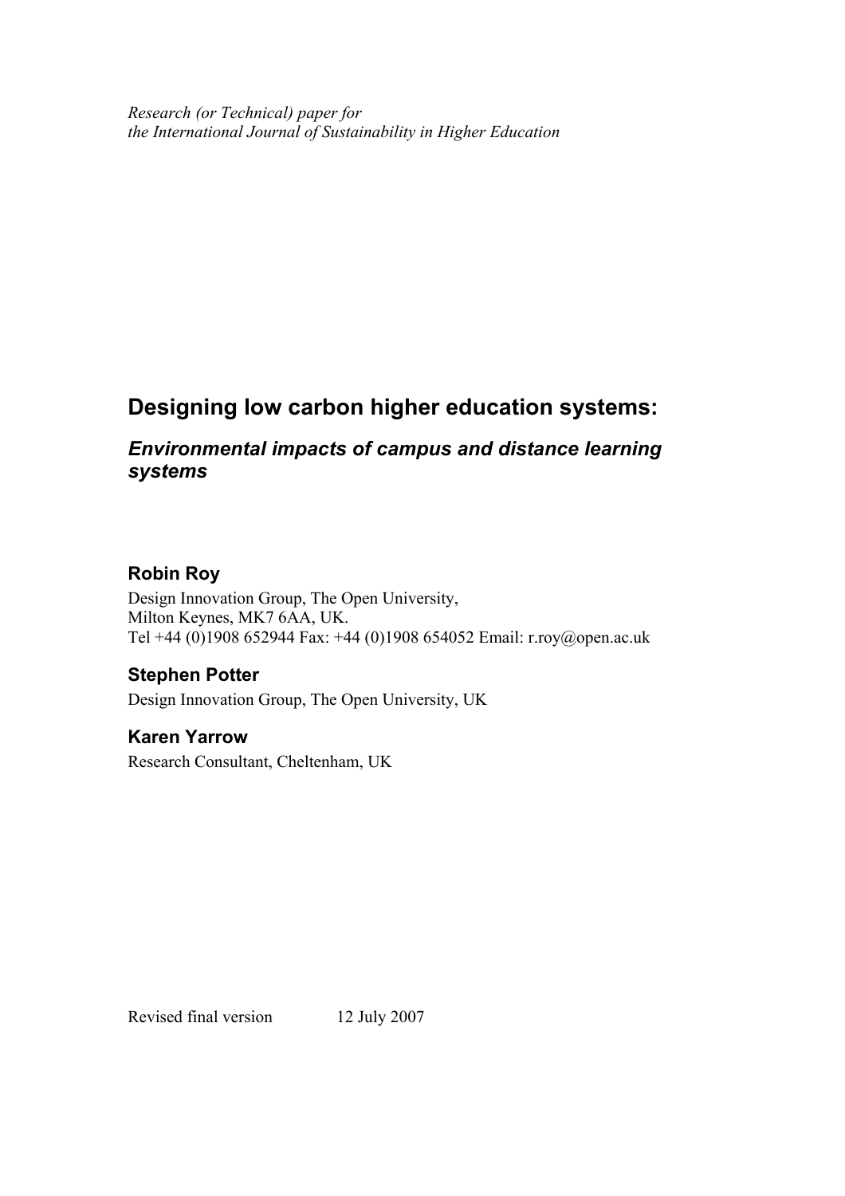*Research (or Technical) paper for*
*the International Journal of Sustainability in Higher Education*

# Designing low carbon higher education systems:

## *Environmental impacts of campus and distance learning systems*

### Robin Roy

Design Innovation Group, The Open University,
Milton Keynes, MK7 6AA, UK.
Tel +44 (0)1908 652944 Fax: +44 (0)1908 654052 Email: r.roy@open.ac.uk

### Stephen Potter

Design Innovation Group, The Open University, UK

### Karen Yarrow

Research Consultant, Cheltenham, UK

Revised final version 12 July 2007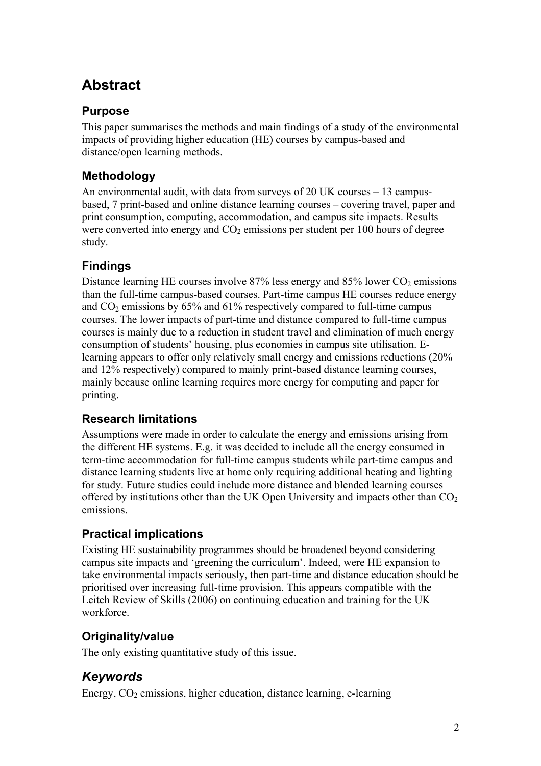## Abstract

### Purpose

This paper summarises the methods and main findings of a study of the environmental impacts of providing higher education (HE) courses by campus-based and distance/open learning methods.

### Methodology

An environmental audit, with data from surveys of 20 UK courses – 13 campus-based, 7 print-based and online distance learning courses – covering travel, paper and print consumption, computing, accommodation, and campus site impacts. Results were converted into energy and $CO_2$ emissions per student per 100 hours of degree study.

### Findings

Distance learning HE courses involve 87% less energy and 85% lower $CO_2$ emissions than the full-time campus-based courses. Part-time campus HE courses reduce energy and $CO_2$ emissions by 65% and 61% respectively compared to full-time campus courses. The lower impacts of part-time and distance compared to full-time campus courses is mainly due to a reduction in student travel and elimination of much energy consumption of students' housing, plus economies in campus site utilisation. E-learning appears to offer only relatively small energy and emissions reductions (20% and 12% respectively) compared to mainly print-based distance learning courses, mainly because online learning requires more energy for computing and paper for printing.

### Research limitations

Assumptions were made in order to calculate the energy and emissions arising from the different HE systems. E.g. it was decided to include all the energy consumed in term-time accommodation for full-time campus students while part-time campus and distance learning students live at home only requiring additional heating and lighting for study. Future studies could include more distance and blended learning courses offered by institutions other than the UK Open University and impacts other than $CO_2$ emissions.

### Practical implications

Existing HE sustainability programmes should be broadened beyond considering campus site impacts and 'greening the curriculum'. Indeed, were HE expansion to take environmental impacts seriously, then part-time and distance education should be prioritised over increasing full-time provision. This appears compatible with the Leitch Review of Skills (2006) on continuing education and training for the UK workforce.

### Originality/value

The only existing quantitative study of this issue.

## *Keywords*

Energy, $CO_2$ emissions, higher education, distance learning, e-learning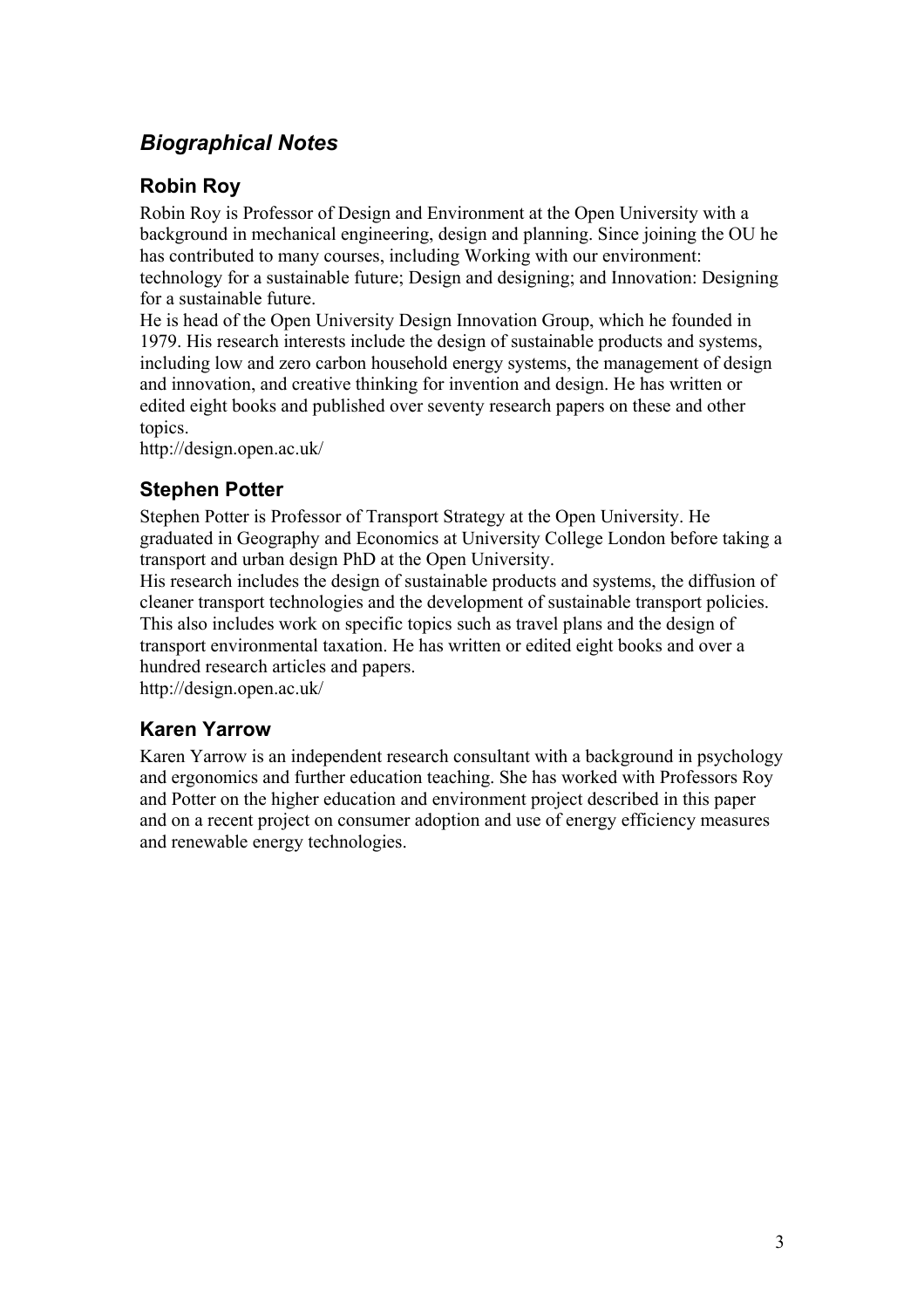## *Biographical Notes*

### Robin Roy

Robin Roy is Professor of Design and Environment at the Open University with a background in mechanical engineering, design and planning. Since joining the OU he has contributed to many courses, including Working with our environment: technology for a sustainable future; Design and designing; and Innovation: Designing for a sustainable future.

He is head of the Open University Design Innovation Group, which he founded in 1979. His research interests include the design of sustainable products and systems, including low and zero carbon household energy systems, the management of design and innovation, and creative thinking for invention and design. He has written or edited eight books and published over seventy research papers on these and other topics.

http://design.open.ac.uk/

### Stephen Potter

Stephen Potter is Professor of Transport Strategy at the Open University. He graduated in Geography and Economics at University College London before taking a transport and urban design PhD at the Open University.

His research includes the design of sustainable products and systems, the diffusion of cleaner transport technologies and the development of sustainable transport policies. This also includes work on specific topics such as travel plans and the design of transport environmental taxation. He has written or edited eight books and over a hundred research articles and papers.

http://design.open.ac.uk/

### Karen Yarrow

Karen Yarrow is an independent research consultant with a background in psychology and ergonomics and further education teaching. She has worked with Professors Roy and Potter on the higher education and environment project described in this paper and on a recent project on consumer adoption and use of energy efficiency measures and renewable energy technologies.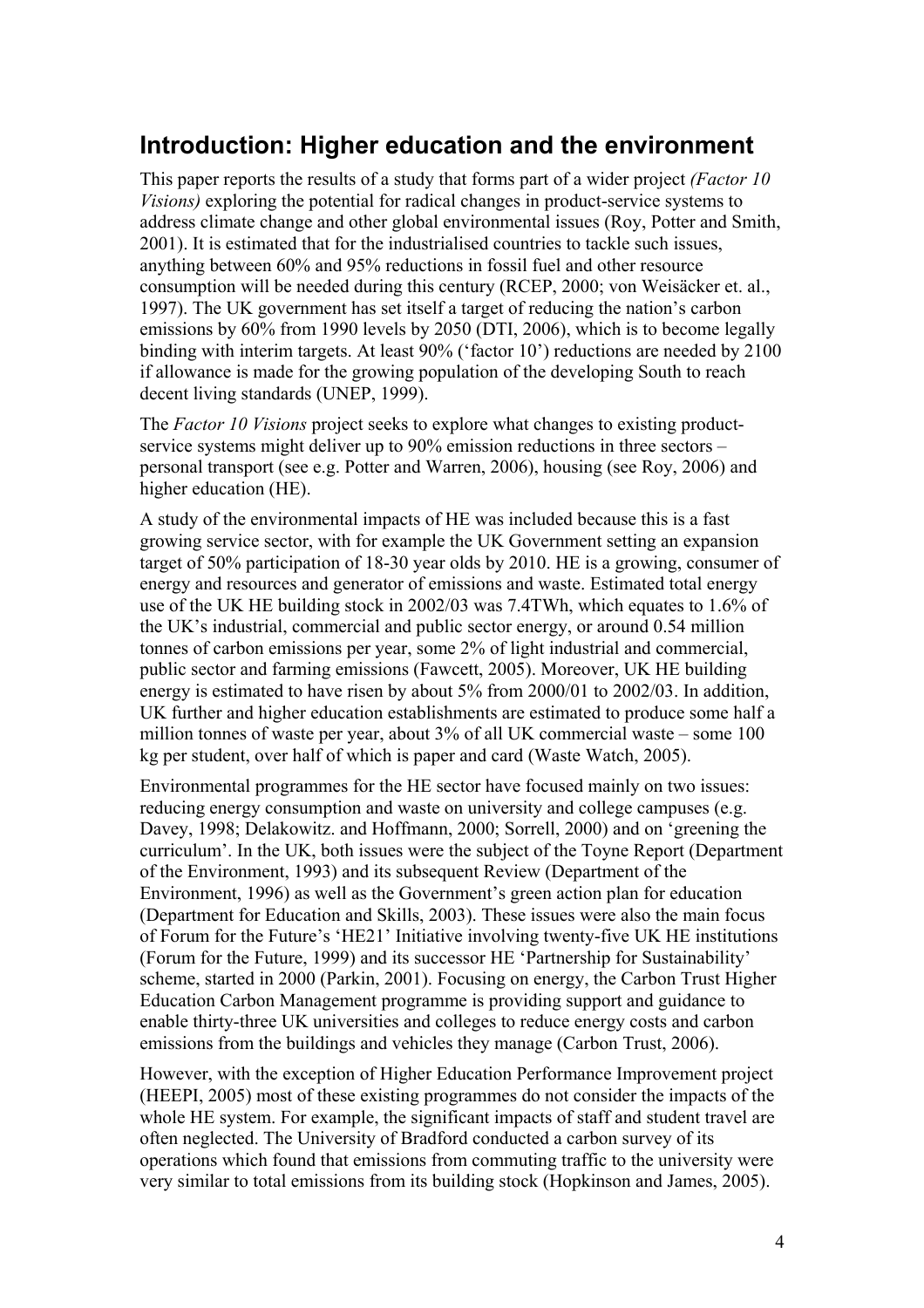## Introduction: Higher education and the environment

This paper reports the results of a study that forms part of a wider project *(Factor 10 Visions)* exploring the potential for radical changes in product-service systems to address climate change and other global environmental issues (Roy, Potter and Smith, 2001). It is estimated that for the industrialised countries to tackle such issues, anything between 60% and 95% reductions in fossil fuel and other resource consumption will be needed during this century (RCEP, 2000; von Weisäcker et. al., 1997). The UK government has set itself a target of reducing the nation's carbon emissions by 60% from 1990 levels by 2050 (DTI, 2006), which is to become legally binding with interim targets. At least 90% ('factor 10') reductions are needed by 2100 if allowance is made for the growing population of the developing South to reach decent living standards (UNEP, 1999).

The *Factor 10 Visions* project seeks to explore what changes to existing product-service systems might deliver up to 90% emission reductions in three sectors – personal transport (see e.g. Potter and Warren, 2006), housing (see Roy, 2006) and higher education (HE).

A study of the environmental impacts of HE was included because this is a fast growing service sector, with for example the UK Government setting an expansion target of 50% participation of 18-30 year olds by 2010. HE is a growing, consumer of energy and resources and generator of emissions and waste. Estimated total energy use of the UK HE building stock in 2002/03 was 7.4TWh, which equates to 1.6% of the UK's industrial, commercial and public sector energy, or around 0.54 million tonnes of carbon emissions per year, some 2% of light industrial and commercial, public sector and farming emissions (Fawcett, 2005). Moreover, UK HE building energy is estimated to have risen by about 5% from 2000/01 to 2002/03. In addition, UK further and higher education establishments are estimated to produce some half a million tonnes of waste per year, about 3% of all UK commercial waste – some 100 kg per student, over half of which is paper and card (Waste Watch, 2005).

Environmental programmes for the HE sector have focused mainly on two issues: reducing energy consumption and waste on university and college campuses (e.g. Davey, 1998; Delakowitz. and Hoffmann, 2000; Sorrell, 2000) and on 'greening the curriculum'. In the UK, both issues were the subject of the Toyne Report (Department of the Environment, 1993) and its subsequent Review (Department of the Environment, 1996) as well as the Government's green action plan for education (Department for Education and Skills, 2003). These issues were also the main focus of Forum for the Future's 'HE21' Initiative involving twenty-five UK HE institutions (Forum for the Future, 1999) and its successor HE 'Partnership for Sustainability' scheme, started in 2000 (Parkin, 2001). Focusing on energy, the Carbon Trust Higher Education Carbon Management programme is providing support and guidance to enable thirty-three UK universities and colleges to reduce energy costs and carbon emissions from the buildings and vehicles they manage (Carbon Trust, 2006).

However, with the exception of Higher Education Performance Improvement project (HEEPI, 2005) most of these existing programmes do not consider the impacts of the whole HE system. For example, the significant impacts of staff and student travel are often neglected. The University of Bradford conducted a carbon survey of its operations which found that emissions from commuting traffic to the university were very similar to total emissions from its building stock (Hopkinson and James, 2005).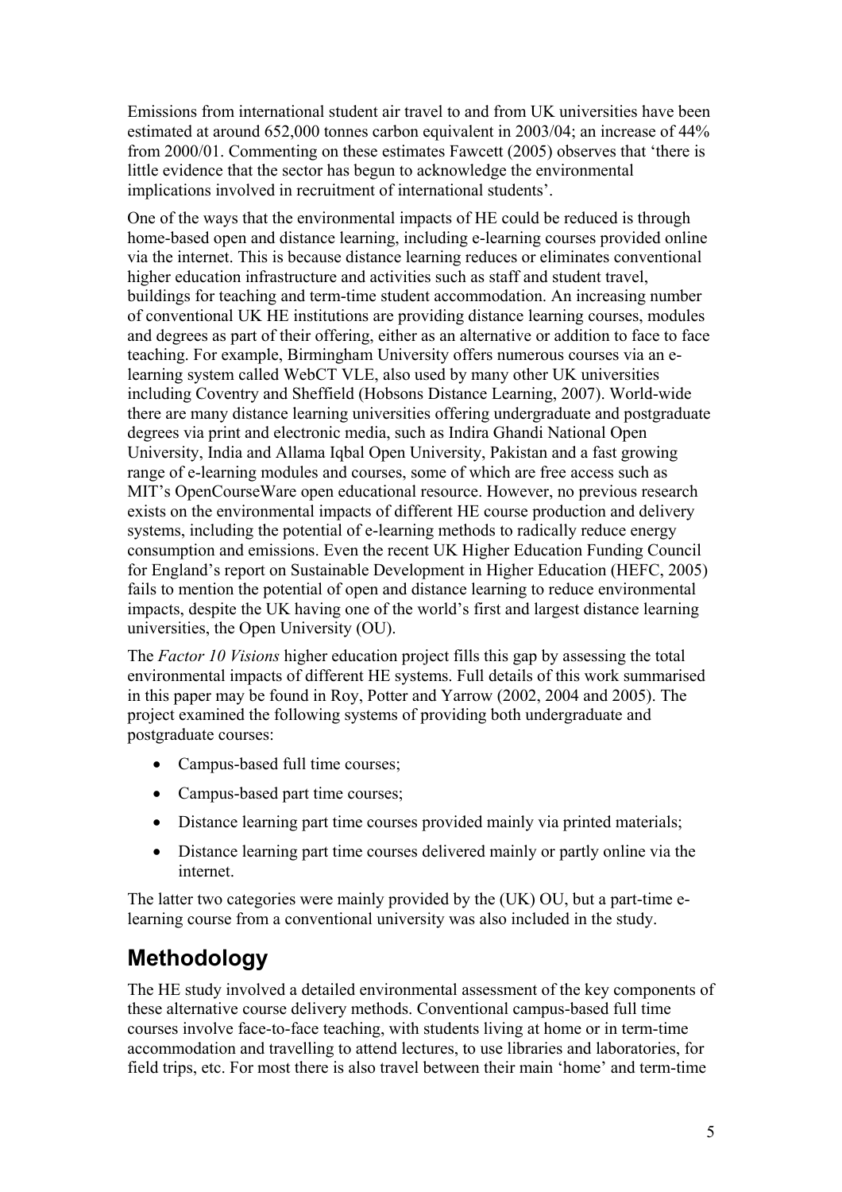Emissions from international student air travel to and from UK universities have been estimated at around 652,000 tonnes carbon equivalent in 2003/04; an increase of 44% from 2000/01. Commenting on these estimates Fawcett (2005) observes that 'there is little evidence that the sector has begun to acknowledge the environmental implications involved in recruitment of international students'.

One of the ways that the environmental impacts of HE could be reduced is through home-based open and distance learning, including e-learning courses provided online via the internet. This is because distance learning reduces or eliminates conventional higher education infrastructure and activities such as staff and student travel, buildings for teaching and term-time student accommodation. An increasing number of conventional UK HE institutions are providing distance learning courses, modules and degrees as part of their offering, either as an alternative or addition to face to face teaching. For example, Birmingham University offers numerous courses via an e-learning system called WebCT VLE, also used by many other UK universities including Coventry and Sheffield (Hobsons Distance Learning, 2007). World-wide there are many distance learning universities offering undergraduate and postgraduate degrees via print and electronic media, such as Indira Ghandi National Open University, India and Allama Iqbal Open University, Pakistan and a fast growing range of e-learning modules and courses, some of which are free access such as MIT's OpenCourseWare open educational resource. However, no previous research exists on the environmental impacts of different HE course production and delivery systems, including the potential of e-learning methods to radically reduce energy consumption and emissions. Even the recent UK Higher Education Funding Council for England's report on Sustainable Development in Higher Education (HEFC, 2005) fails to mention the potential of open and distance learning to reduce environmental impacts, despite the UK having one of the world's first and largest distance learning universities, the Open University (OU).

The *Factor 10 Visions* higher education project fills this gap by assessing the total environmental impacts of different HE systems. Full details of this work summarised in this paper may be found in Roy, Potter and Yarrow (2002, 2004 and 2005). The project examined the following systems of providing both undergraduate and postgraduate courses:

- Campus-based full time courses;
- Campus-based part time courses;
- Distance learning part time courses provided mainly via printed materials;
- Distance learning part time courses delivered mainly or partly online via the internet.

The latter two categories were mainly provided by the (UK) OU, but a part-time e-learning course from a conventional university was also included in the study.

## Methodology

The HE study involved a detailed environmental assessment of the key components of these alternative course delivery methods. Conventional campus-based full time courses involve face-to-face teaching, with students living at home or in term-time accommodation and travelling to attend lectures, to use libraries and laboratories, for field trips, etc. For most there is also travel between their main 'home' and term-time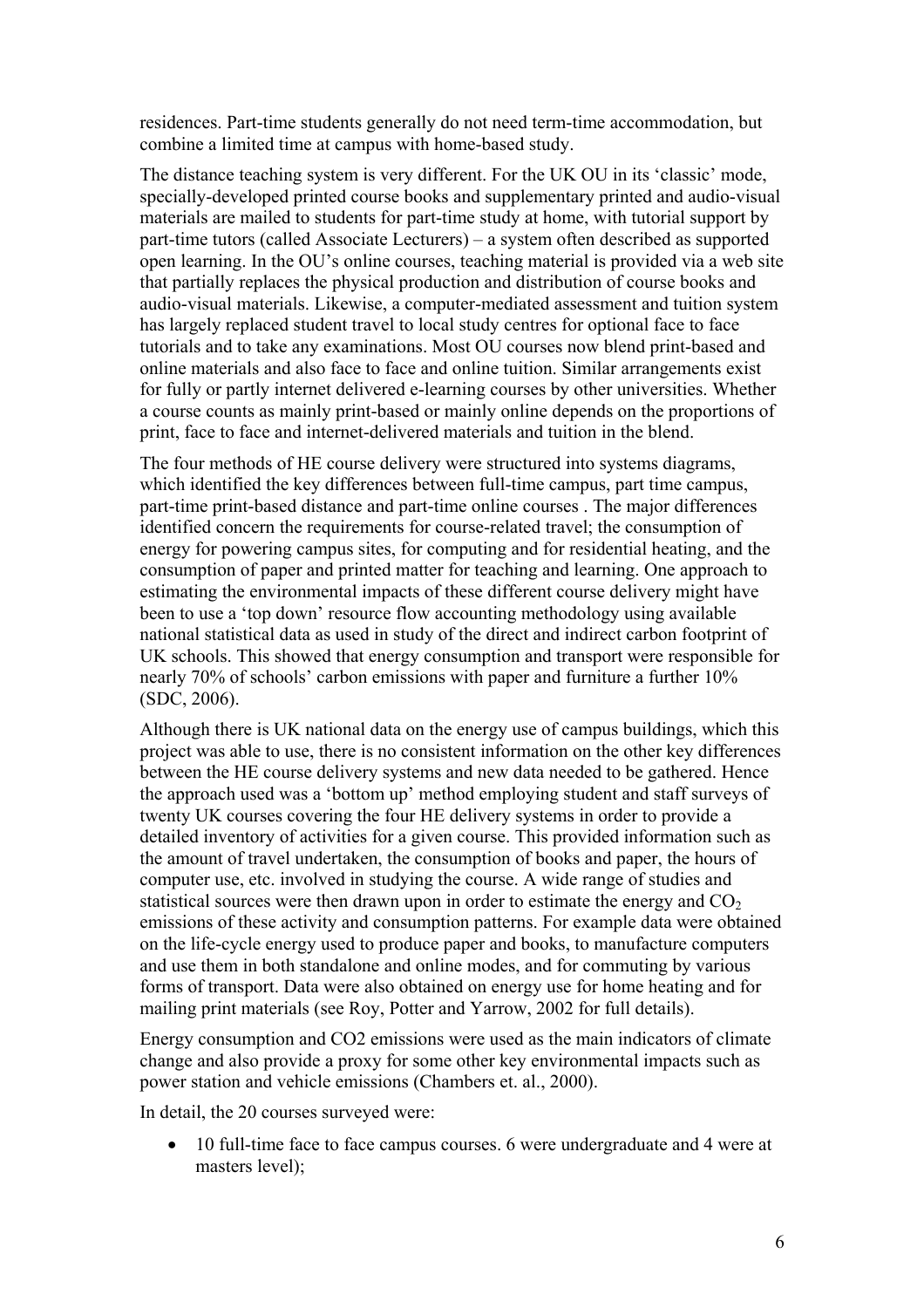residences. Part-time students generally do not need term-time accommodation, but combine a limited time at campus with home-based study.

The distance teaching system is very different. For the UK OU in its 'classic' mode, specially-developed printed course books and supplementary printed and audio-visual materials are mailed to students for part-time study at home, with tutorial support by part-time tutors (called Associate Lecturers) – a system often described as supported open learning. In the OU's online courses, teaching material is provided via a web site that partially replaces the physical production and distribution of course books and audio-visual materials. Likewise, a computer-mediated assessment and tuition system has largely replaced student travel to local study centres for optional face to face tutorials and to take any examinations. Most OU courses now blend print-based and online materials and also face to face and online tuition. Similar arrangements exist for fully or partly internet delivered e-learning courses by other universities. Whether a course counts as mainly print-based or mainly online depends on the proportions of print, face to face and internet-delivered materials and tuition in the blend.

The four methods of HE course delivery were structured into systems diagrams, which identified the key differences between full-time campus, part time campus, part-time print-based distance and part-time online courses . The major differences identified concern the requirements for course-related travel; the consumption of energy for powering campus sites, for computing and for residential heating, and the consumption of paper and printed matter for teaching and learning. One approach to estimating the environmental impacts of these different course delivery might have been to use a 'top down' resource flow accounting methodology using available national statistical data as used in study of the direct and indirect carbon footprint of UK schools. This showed that energy consumption and transport were responsible for nearly 70% of schools' carbon emissions with paper and furniture a further 10% (SDC, 2006).

Although there is UK national data on the energy use of campus buildings, which this project was able to use, there is no consistent information on the other key differences between the HE course delivery systems and new data needed to be gathered. Hence the approach used was a 'bottom up' method employing student and staff surveys of twenty UK courses covering the four HE delivery systems in order to provide a detailed inventory of activities for a given course. This provided information such as the amount of travel undertaken, the consumption of books and paper, the hours of computer use, etc. involved in studying the course. A wide range of studies and statistical sources were then drawn upon in order to estimate the energy and $CO_2$ emissions of these activity and consumption patterns. For example data were obtained on the life-cycle energy used to produce paper and books, to manufacture computers and use them in both standalone and online modes, and for commuting by various forms of transport. Data were also obtained on energy use for home heating and for mailing print materials (see Roy, Potter and Yarrow, 2002 for full details).

Energy consumption and CO2 emissions were used as the main indicators of climate change and also provide a proxy for some other key environmental impacts such as power station and vehicle emissions (Chambers et. al., 2000).

In detail, the 20 courses surveyed were:

- 10 full-time face to face campus courses. 6 were undergraduate and 4 were at masters level);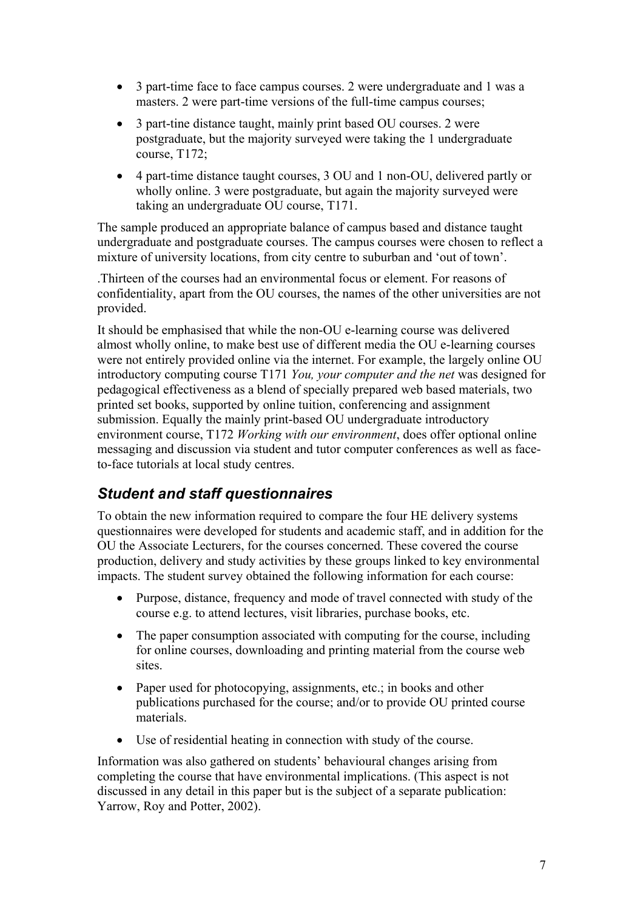- 3 part-time face to face campus courses. 2 were undergraduate and 1 was a masters. 2 were part-time versions of the full-time campus courses;
- 3 part-tine distance taught, mainly print based OU courses. 2 were postgraduate, but the majority surveyed were taking the 1 undergraduate course, T172;
- 4 part-time distance taught courses, 3 OU and 1 non-OU, delivered partly or wholly online. 3 were postgraduate, but again the majority surveyed were taking an undergraduate OU course, T171.

The sample produced an appropriate balance of campus based and distance taught undergraduate and postgraduate courses. The campus courses were chosen to reflect a mixture of university locations, from city centre to suburban and 'out of town'.

.Thirteen of the courses had an environmental focus or element. For reasons of confidentiality, apart from the OU courses, the names of the other universities are not provided.

It should be emphasised that while the non-OU e-learning course was delivered almost wholly online, to make best use of different media the OU e-learning courses were not entirely provided online via the internet. For example, the largely online OU introductory computing course T171 *You, your computer and the net* was designed for pedagogical effectiveness as a blend of specially prepared web based materials, two printed set books, supported by online tuition, conferencing and assignment submission. Equally the mainly print-based OU undergraduate introductory environment course, T172 *Working with our environment*, does offer optional online messaging and discussion via student and tutor computer conferences as well as face-to-face tutorials at local study centres.

## *Student and staff questionnaires*

To obtain the new information required to compare the four HE delivery systems questionnaires were developed for students and academic staff, and in addition for the OU the Associate Lecturers, for the courses concerned. These covered the course production, delivery and study activities by these groups linked to key environmental impacts. The student survey obtained the following information for each course:

- Purpose, distance, frequency and mode of travel connected with study of the course e.g. to attend lectures, visit libraries, purchase books, etc.
- The paper consumption associated with computing for the course, including for online courses, downloading and printing material from the course web sites.
- Paper used for photocopying, assignments, etc.; in books and other publications purchased for the course; and/or to provide OU printed course materials.
- Use of residential heating in connection with study of the course.

Information was also gathered on students' behavioural changes arising from completing the course that have environmental implications. (This aspect is not discussed in any detail in this paper but is the subject of a separate publication: Yarrow, Roy and Potter, 2002).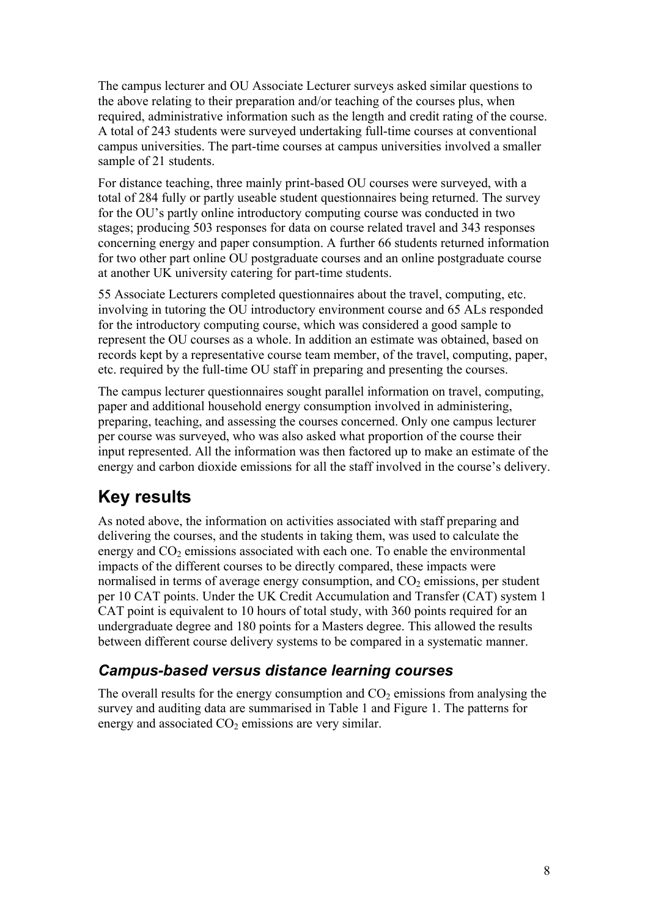The campus lecturer and OU Associate Lecturer surveys asked similar questions to the above relating to their preparation and/or teaching of the courses plus, when required, administrative information such as the length and credit rating of the course. A total of 243 students were surveyed undertaking full-time courses at conventional campus universities. The part-time courses at campus universities involved a smaller sample of 21 students.

For distance teaching, three mainly print-based OU courses were surveyed, with a total of 284 fully or partly useable student questionnaires being returned. The survey for the OU's partly online introductory computing course was conducted in two stages; producing 503 responses for data on course related travel and 343 responses concerning energy and paper consumption. A further 66 students returned information for two other part online OU postgraduate courses and an online postgraduate course at another UK university catering for part-time students.

55 Associate Lecturers completed questionnaires about the travel, computing, etc. involving in tutoring the OU introductory environment course and 65 ALs responded for the introductory computing course, which was considered a good sample to represent the OU courses as a whole. In addition an estimate was obtained, based on records kept by a representative course team member, of the travel, computing, paper, etc. required by the full-time OU staff in preparing and presenting the courses.

The campus lecturer questionnaires sought parallel information on travel, computing, paper and additional household energy consumption involved in administering, preparing, teaching, and assessing the courses concerned. Only one campus lecturer per course was surveyed, who was also asked what proportion of the course their input represented. All the information was then factored up to make an estimate of the energy and carbon dioxide emissions for all the staff involved in the course's delivery.

## Key results

As noted above, the information on activities associated with staff preparing and delivering the courses, and the students in taking them, was used to calculate the energy and $CO_2$ emissions associated with each one. To enable the environmental impacts of the different courses to be directly compared, these impacts were normalised in terms of average energy consumption, and $CO_2$ emissions, per student per 10 CAT points. Under the UK Credit Accumulation and Transfer (CAT) system 1 CAT point is equivalent to 10 hours of total study, with 360 points required for an undergraduate degree and 180 points for a Masters degree. This allowed the results between different course delivery systems to be compared in a systematic manner.

### *Campus-based versus distance learning courses*

The overall results for the energy consumption and $CO_2$ emissions from analysing the survey and auditing data are summarised in Table 1 and Figure 1. The patterns for energy and associated $CO_2$ emissions are very similar.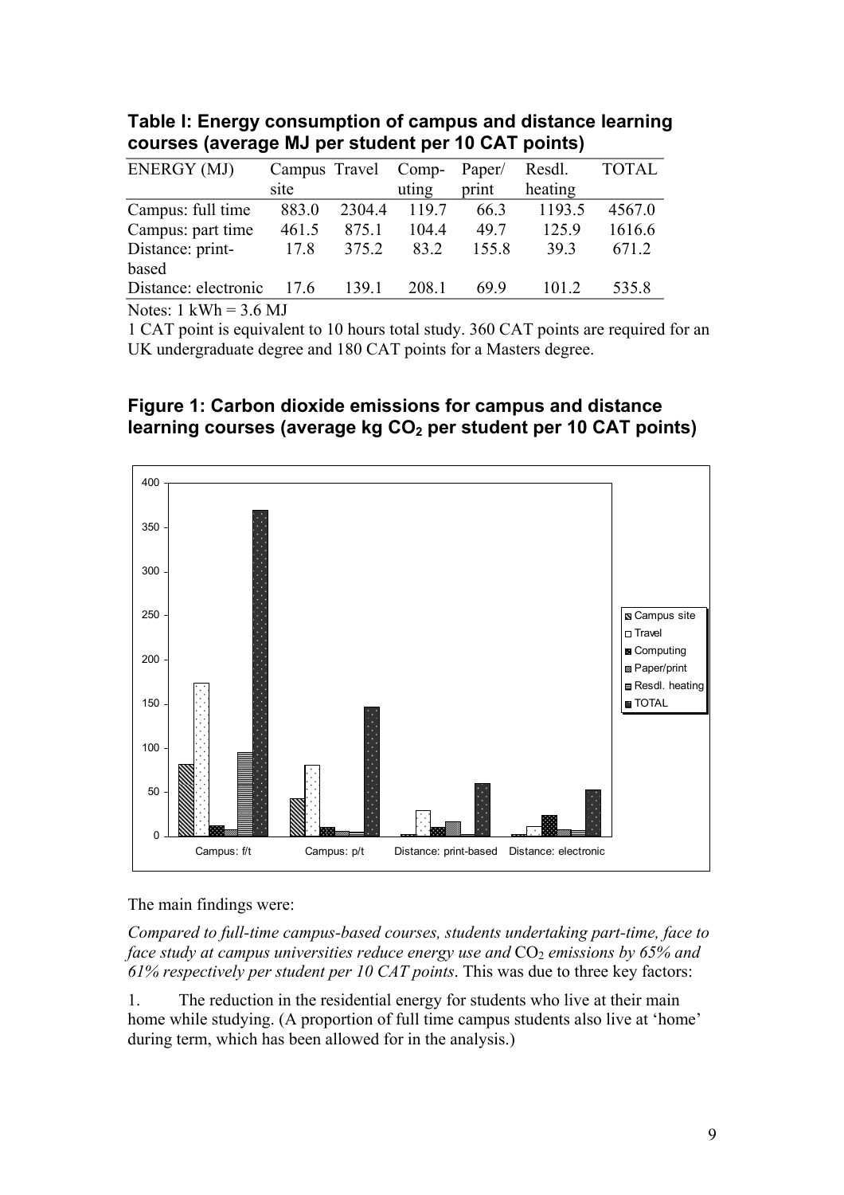**Table I: Energy consumption of campus and distance learning courses (average MJ per student per 10 CAT points)**

| ENERGY (MJ) | Campus site | Travel | Computing | Paper/ print | Resdl. heating | TOTAL |
|---|---|---|---|---|---|---|
| Campus: full time | 883.0 | 2304.4 | 119.7 | 66.3 | 1193.5 | 4567.0 |
| Campus: part time | 461.5 | 875.1 | 104.4 | 49.7 | 125.9 | 1616.6 |
| Distance: print-based | 17.8 | 375.2 | 83.2 | 155.8 | 39.3 | 671.2 |
| Distance: electronic | 17.6 | 139.1 | 208.1 | 69.9 | 101.2 | 535.8 |

Notes: 1 kWh = 3.6 MJ

1 CAT point is equivalent to 10 hours total study. 360 CAT points are required for an UK undergraduate degree and 180 CAT points for a Masters degree.

**Figure 1: Carbon dioxide emissions for campus and distance learning courses (average kg $CO_2$ per student per 10 CAT points)**

400
350
300
250
200
150
100
50
0

Campus: f/t
Campus: p/t
Distance: print-based
Distance: electronic

Campus site
Travel
Computing
Paper/print
Resdl. heating
TOTAL

The main findings were:

*Compared to full-time campus-based courses, students undertaking part-time, face to face study at campus universities reduce energy use and* $CO_2$ *emissions by 65% and 61% respectively per student per 10 CAT points*. This was due to three key factors:

1. The reduction in the residential energy for students who live at their main home while studying. (A proportion of full time campus students also live at 'home' during term, which has been allowed for in the analysis.)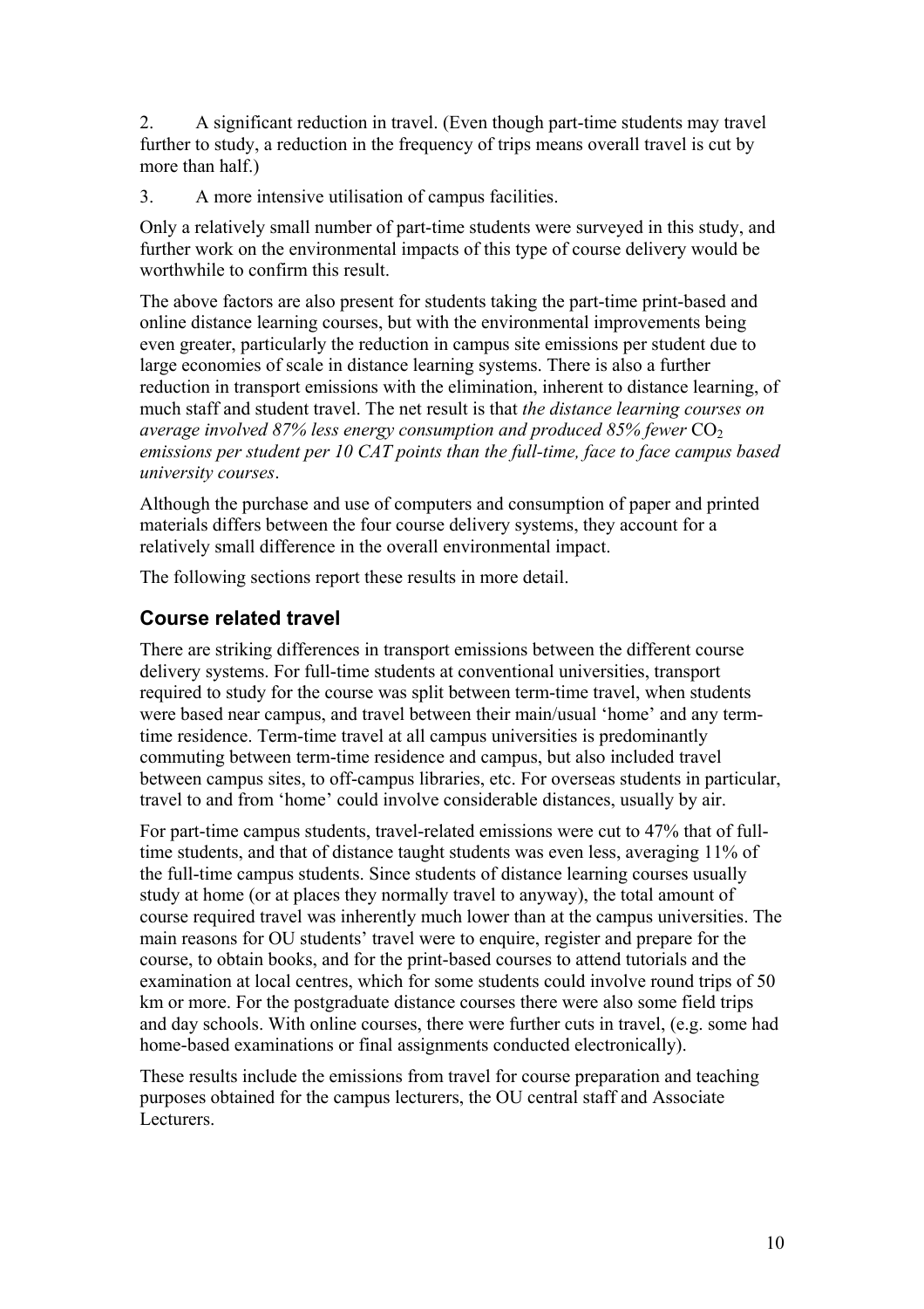2. A significant reduction in travel. (Even though part-time students may travel further to study, a reduction in the frequency of trips means overall travel is cut by more than half.)

3. A more intensive utilisation of campus facilities.

Only a relatively small number of part-time students were surveyed in this study, and further work on the environmental impacts of this type of course delivery would be worthwhile to confirm this result.

The above factors are also present for students taking the part-time print-based and online distance learning courses, but with the environmental improvements being even greater, particularly the reduction in campus site emissions per student due to large economies of scale in distance learning systems. There is also a further reduction in transport emissions with the elimination, inherent to distance learning, of much staff and student travel. The net result is that *the distance learning courses on average involved 87% less energy consumption and produced 85% fewer* $CO_2$ *emissions per student per 10 CAT points than the full-time, face to face campus based university courses*.

Although the purchase and use of computers and consumption of paper and printed materials differs between the four course delivery systems, they account for a relatively small difference in the overall environmental impact.

The following sections report these results in more detail.

## Course related travel

There are striking differences in transport emissions between the different course delivery systems. For full-time students at conventional universities, transport required to study for the course was split between term-time travel, when students were based near campus, and travel between their main/usual 'home' and any term-time residence. Term-time travel at all campus universities is predominantly commuting between term-time residence and campus, but also included travel between campus sites, to off-campus libraries, etc. For overseas students in particular, travel to and from 'home' could involve considerable distances, usually by air.

For part-time campus students, travel-related emissions were cut to 47% that of full-time students, and that of distance taught students was even less, averaging 11% of the full-time campus students. Since students of distance learning courses usually study at home (or at places they normally travel to anyway), the total amount of course required travel was inherently much lower than at the campus universities. The main reasons for OU students' travel were to enquire, register and prepare for the course, to obtain books, and for the print-based courses to attend tutorials and the examination at local centres, which for some students could involve round trips of 50 km or more. For the postgraduate distance courses there were also some field trips and day schools. With online courses, there were further cuts in travel, (e.g. some had home-based examinations or final assignments conducted electronically).

These results include the emissions from travel for course preparation and teaching purposes obtained for the campus lecturers, the OU central staff and Associate Lecturers.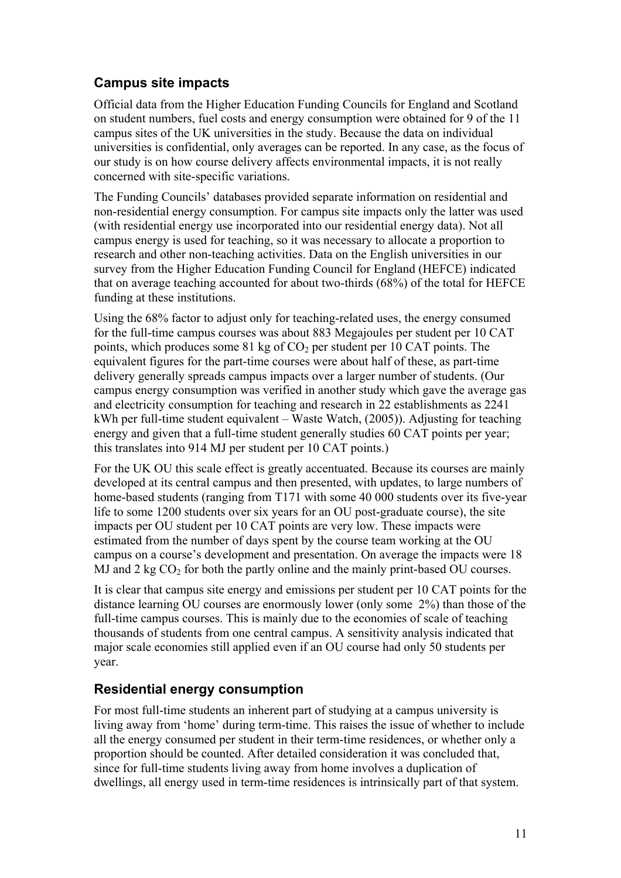## Campus site impacts

Official data from the Higher Education Funding Councils for England and Scotland on student numbers, fuel costs and energy consumption were obtained for 9 of the 11 campus sites of the UK universities in the study. Because the data on individual universities is confidential, only averages can be reported. In any case, as the focus of our study is on how course delivery affects environmental impacts, it is not really concerned with site-specific variations.

The Funding Councils' databases provided separate information on residential and non-residential energy consumption. For campus site impacts only the latter was used (with residential energy use incorporated into our residential energy data). Not all campus energy is used for teaching, so it was necessary to allocate a proportion to research and other non-teaching activities. Data on the English universities in our survey from the Higher Education Funding Council for England (HEFCE) indicated that on average teaching accounted for about two-thirds (68%) of the total for HEFCE funding at these institutions.

Using the 68% factor to adjust only for teaching-related uses, the energy consumed for the full-time campus courses was about 883 Megajoules per student per 10 CAT points, which produces some 81 kg of $CO_2$ per student per 10 CAT points. The equivalent figures for the part-time courses were about half of these, as part-time delivery generally spreads campus impacts over a larger number of students. (Our campus energy consumption was verified in another study which gave the average gas and electricity consumption for teaching and research in 22 establishments as 2241 kWh per full-time student equivalent – Waste Watch, (2005)). Adjusting for teaching energy and given that a full-time student generally studies 60 CAT points per year; this translates into 914 MJ per student per 10 CAT points.)

For the UK OU this scale effect is greatly accentuated. Because its courses are mainly developed at its central campus and then presented, with updates, to large numbers of home-based students (ranging from T171 with some 40 000 students over its five-year life to some 1200 students over six years for an OU post-graduate course), the site impacts per OU student per 10 CAT points are very low. These impacts were estimated from the number of days spent by the course team working at the OU campus on a course's development and presentation. On average the impacts were 18 MJ and 2 kg $CO_2$ for both the partly online and the mainly print-based OU courses.

It is clear that campus site energy and emissions per student per 10 CAT points for the distance learning OU courses are enormously lower (only some 2%) than those of the full-time campus courses. This is mainly due to the economies of scale of teaching thousands of students from one central campus. A sensitivity analysis indicated that major scale economies still applied even if an OU course had only 50 students per year.

## Residential energy consumption

For most full-time students an inherent part of studying at a campus university is living away from 'home' during term-time. This raises the issue of whether to include all the energy consumed per student in their term-time residences, or whether only a proportion should be counted. After detailed consideration it was concluded that, since for full-time students living away from home involves a duplication of dwellings, all energy used in term-time residences is intrinsically part of that system.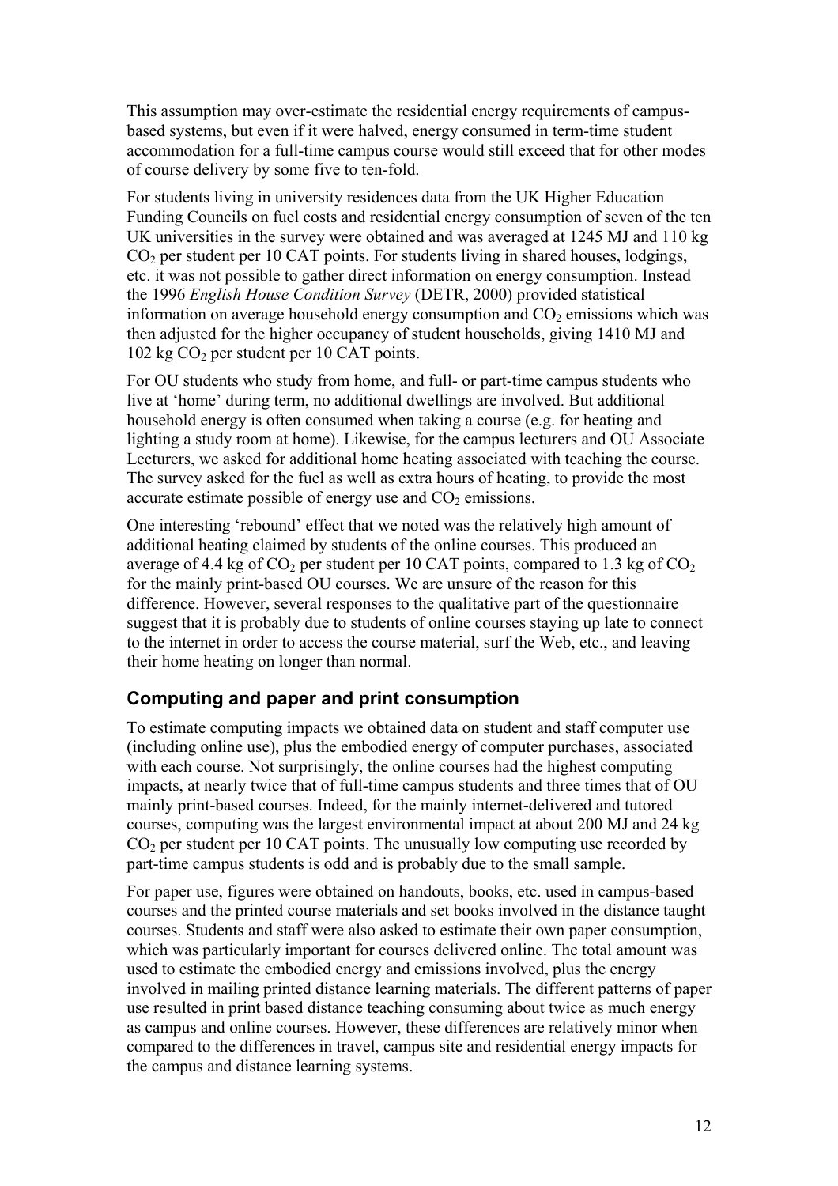This assumption may over-estimate the residential energy requirements of campus-based systems, but even if it were halved, energy consumed in term-time student accommodation for a full-time campus course would still exceed that for other modes of course delivery by some five to ten-fold.

For students living in university residences data from the UK Higher Education Funding Councils on fuel costs and residential energy consumption of seven of the ten UK universities in the survey were obtained and was averaged at 1245 MJ and 110 kg $CO_2$ per student per 10 CAT points. For students living in shared houses, lodgings, etc. it was not possible to gather direct information on energy consumption. Instead the 1996 *English House Condition Survey* (DETR, 2000) provided statistical information on average household energy consumption and $CO_2$ emissions which was then adjusted for the higher occupancy of student households, giving 1410 MJ and 102 kg $CO_2$ per student per 10 CAT points.

For OU students who study from home, and full- or part-time campus students who live at 'home' during term, no additional dwellings are involved. But additional household energy is often consumed when taking a course (e.g. for heating and lighting a study room at home). Likewise, for the campus lecturers and OU Associate Lecturers, we asked for additional home heating associated with teaching the course. The survey asked for the fuel as well as extra hours of heating, to provide the most accurate estimate possible of energy use and $CO_2$ emissions.

One interesting 'rebound' effect that we noted was the relatively high amount of additional heating claimed by students of the online courses. This produced an average of 4.4 kg of $CO_2$ per student per 10 CAT points, compared to 1.3 kg of $CO_2$ for the mainly print-based OU courses. We are unsure of the reason for this difference. However, several responses to the qualitative part of the questionnaire suggest that it is probably due to students of online courses staying up late to connect to the internet in order to access the course material, surf the Web, etc., and leaving their home heating on longer than normal.

## Computing and paper and print consumption

To estimate computing impacts we obtained data on student and staff computer use (including online use), plus the embodied energy of computer purchases, associated with each course. Not surprisingly, the online courses had the highest computing impacts, at nearly twice that of full-time campus students and three times that of OU mainly print-based courses. Indeed, for the mainly internet-delivered and tutored courses, computing was the largest environmental impact at about 200 MJ and 24 kg $CO_2$ per student per 10 CAT points. The unusually low computing use recorded by part-time campus students is odd and is probably due to the small sample.

For paper use, figures were obtained on handouts, books, etc. used in campus-based courses and the printed course materials and set books involved in the distance taught courses. Students and staff were also asked to estimate their own paper consumption, which was particularly important for courses delivered online. The total amount was used to estimate the embodied energy and emissions involved, plus the energy involved in mailing printed distance learning materials. The different patterns of paper use resulted in print based distance teaching consuming about twice as much energy as campus and online courses. However, these differences are relatively minor when compared to the differences in travel, campus site and residential energy impacts for the campus and distance learning systems.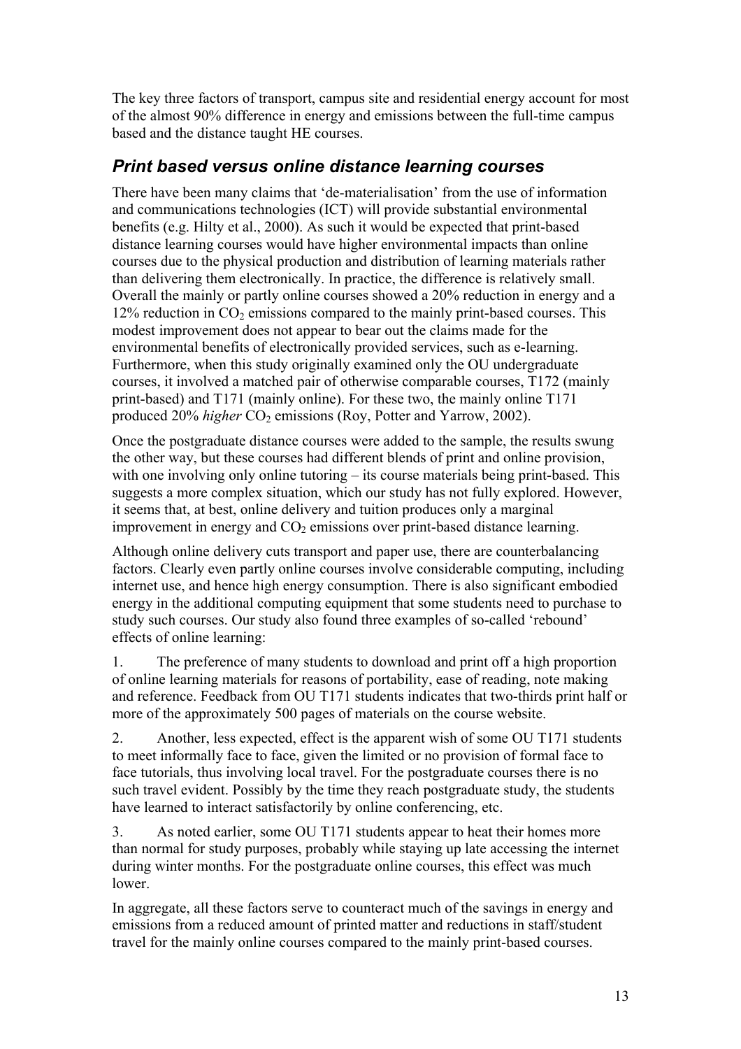The key three factors of transport, campus site and residential energy account for most of the almost 90% difference in energy and emissions between the full-time campus based and the distance taught HE courses.

## *Print based versus online distance learning courses*

There have been many claims that 'de-materialisation' from the use of information and communications technologies (ICT) will provide substantial environmental benefits (e.g. Hilty et al., 2000). As such it would be expected that print-based distance learning courses would have higher environmental impacts than online courses due to the physical production and distribution of learning materials rather than delivering them electronically. In practice, the difference is relatively small. Overall the mainly or partly online courses showed a 20% reduction in energy and a 12% reduction in $CO_2$ emissions compared to the mainly print-based courses. This modest improvement does not appear to bear out the claims made for the environmental benefits of electronically provided services, such as e-learning. Furthermore, when this study originally examined only the OU undergraduate courses, it involved a matched pair of otherwise comparable courses, T172 (mainly print-based) and T171 (mainly online). For these two, the mainly online T171 produced 20% *higher* $CO_2$ emissions (Roy, Potter and Yarrow, 2002).

Once the postgraduate distance courses were added to the sample, the results swung the other way, but these courses had different blends of print and online provision, with one involving only online tutoring – its course materials being print-based. This suggests a more complex situation, which our study has not fully explored. However, it seems that, at best, online delivery and tuition produces only a marginal improvement in energy and $CO_2$ emissions over print-based distance learning.

Although online delivery cuts transport and paper use, there are counterbalancing factors. Clearly even partly online courses involve considerable computing, including internet use, and hence high energy consumption. There is also significant embodied energy in the additional computing equipment that some students need to purchase to study such courses. Our study also found three examples of so-called 'rebound' effects of online learning:

1. The preference of many students to download and print off a high proportion of online learning materials for reasons of portability, ease of reading, note making and reference. Feedback from OU T171 students indicates that two-thirds print half or more of the approximately 500 pages of materials on the course website.

2. Another, less expected, effect is the apparent wish of some OU T171 students to meet informally face to face, given the limited or no provision of formal face to face tutorials, thus involving local travel. For the postgraduate courses there is no such travel evident. Possibly by the time they reach postgraduate study, the students have learned to interact satisfactorily by online conferencing, etc.

3. As noted earlier, some OU T171 students appear to heat their homes more than normal for study purposes, probably while staying up late accessing the internet during winter months. For the postgraduate online courses, this effect was much lower.

In aggregate, all these factors serve to counteract much of the savings in energy and emissions from a reduced amount of printed matter and reductions in staff/student travel for the mainly online courses compared to the mainly print-based courses.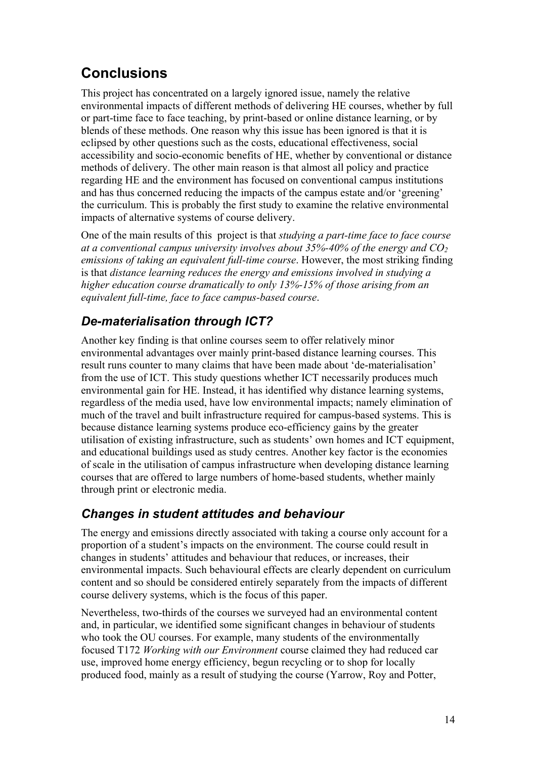## Conclusions

This project has concentrated on a largely ignored issue, namely the relative environmental impacts of different methods of delivering HE courses, whether by full or part-time face to face teaching, by print-based or online distance learning, or by blends of these methods. One reason why this issue has been ignored is that it is eclipsed by other questions such as the costs, educational effectiveness, social accessibility and socio-economic benefits of HE, whether by conventional or distance methods of delivery. The other main reason is that almost all policy and practice regarding HE and the environment has focused on conventional campus institutions and has thus concerned reducing the impacts of the campus estate and/or 'greening' the curriculum. This is probably the first study to examine the relative environmental impacts of alternative systems of course delivery.

One of the main results of this project is that *studying a part-time face to face course at a conventional campus university involves about 35%-40% of the energy and $CO_2$ emissions of taking an equivalent full-time course*. However, the most striking finding is that *distance learning reduces the energy and emissions involved in studying a higher education course dramatically to only 13%-15% of those arising from an equivalent full-time, face to face campus-based course*.

### *De-materialisation through ICT?*

Another key finding is that online courses seem to offer relatively minor environmental advantages over mainly print-based distance learning courses. This result runs counter to many claims that have been made about 'de-materialisation' from the use of ICT. This study questions whether ICT necessarily produces much environmental gain for HE. Instead, it has identified why distance learning systems, regardless of the media used, have low environmental impacts; namely elimination of much of the travel and built infrastructure required for campus-based systems. This is because distance learning systems produce eco-efficiency gains by the greater utilisation of existing infrastructure, such as students' own homes and ICT equipment, and educational buildings used as study centres. Another key factor is the economies of scale in the utilisation of campus infrastructure when developing distance learning courses that are offered to large numbers of home-based students, whether mainly through print or electronic media.

### *Changes in student attitudes and behaviour*

The energy and emissions directly associated with taking a course only account for a proportion of a student's impacts on the environment. The course could result in changes in students' attitudes and behaviour that reduces, or increases, their environmental impacts. Such behavioural effects are clearly dependent on curriculum content and so should be considered entirely separately from the impacts of different course delivery systems, which is the focus of this paper.

Nevertheless, two-thirds of the courses we surveyed had an environmental content and, in particular, we identified some significant changes in behaviour of students who took the OU courses. For example, many students of the environmentally focused T172 *Working with our Environment* course claimed they had reduced car use, improved home energy efficiency, begun recycling or to shop for locally produced food, mainly as a result of studying the course (Yarrow, Roy and Potter,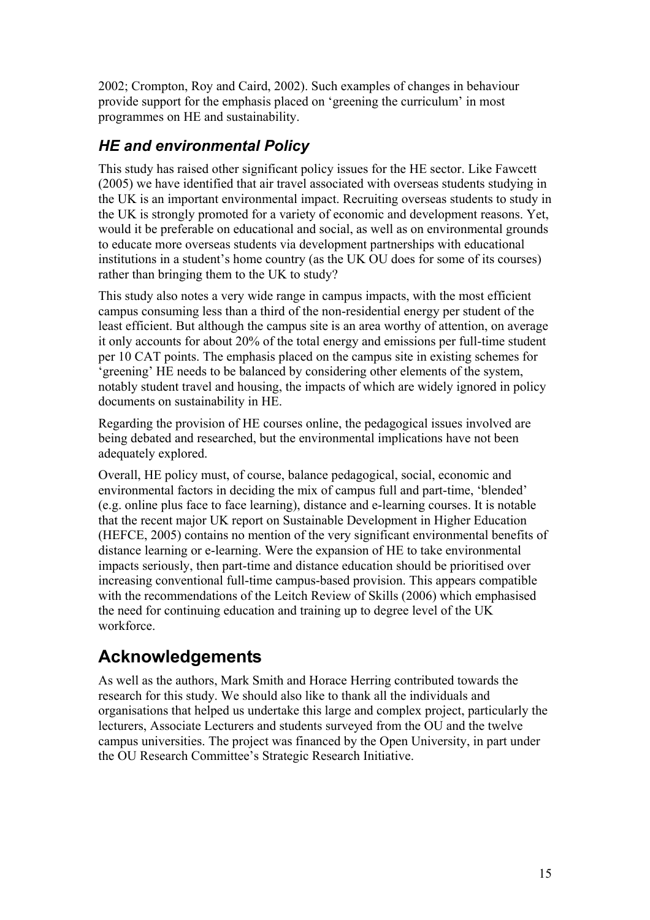2002; Crompton, Roy and Caird, 2002). Such examples of changes in behaviour provide support for the emphasis placed on 'greening the curriculum' in most programmes on HE and sustainability.

### *HE and environmental Policy*

This study has raised other significant policy issues for the HE sector. Like Fawcett (2005) we have identified that air travel associated with overseas students studying in the UK is an important environmental impact. Recruiting overseas students to study in the UK is strongly promoted for a variety of economic and development reasons. Yet, would it be preferable on educational and social, as well as on environmental grounds to educate more overseas students via development partnerships with educational institutions in a student's home country (as the UK OU does for some of its courses) rather than bringing them to the UK to study?

This study also notes a very wide range in campus impacts, with the most efficient campus consuming less than a third of the non-residential energy per student of the least efficient. But although the campus site is an area worthy of attention, on average it only accounts for about 20% of the total energy and emissions per full-time student per 10 CAT points. The emphasis placed on the campus site in existing schemes for 'greening' HE needs to be balanced by considering other elements of the system, notably student travel and housing, the impacts of which are widely ignored in policy documents on sustainability in HE.

Regarding the provision of HE courses online, the pedagogical issues involved are being debated and researched, but the environmental implications have not been adequately explored.

Overall, HE policy must, of course, balance pedagogical, social, economic and environmental factors in deciding the mix of campus full and part-time, 'blended' (e.g. online plus face to face learning), distance and e-learning courses. It is notable that the recent major UK report on Sustainable Development in Higher Education (HEFCE, 2005) contains no mention of the very significant environmental benefits of distance learning or e-learning. Were the expansion of HE to take environmental impacts seriously, then part-time and distance education should be prioritised over increasing conventional full-time campus-based provision. This appears compatible with the recommendations of the Leitch Review of Skills (2006) which emphasised the need for continuing education and training up to degree level of the UK workforce.

## Acknowledgements

As well as the authors, Mark Smith and Horace Herring contributed towards the research for this study. We should also like to thank all the individuals and organisations that helped us undertake this large and complex project, particularly the lecturers, Associate Lecturers and students surveyed from the OU and the twelve campus universities. The project was financed by the Open University, in part under the OU Research Committee's Strategic Research Initiative.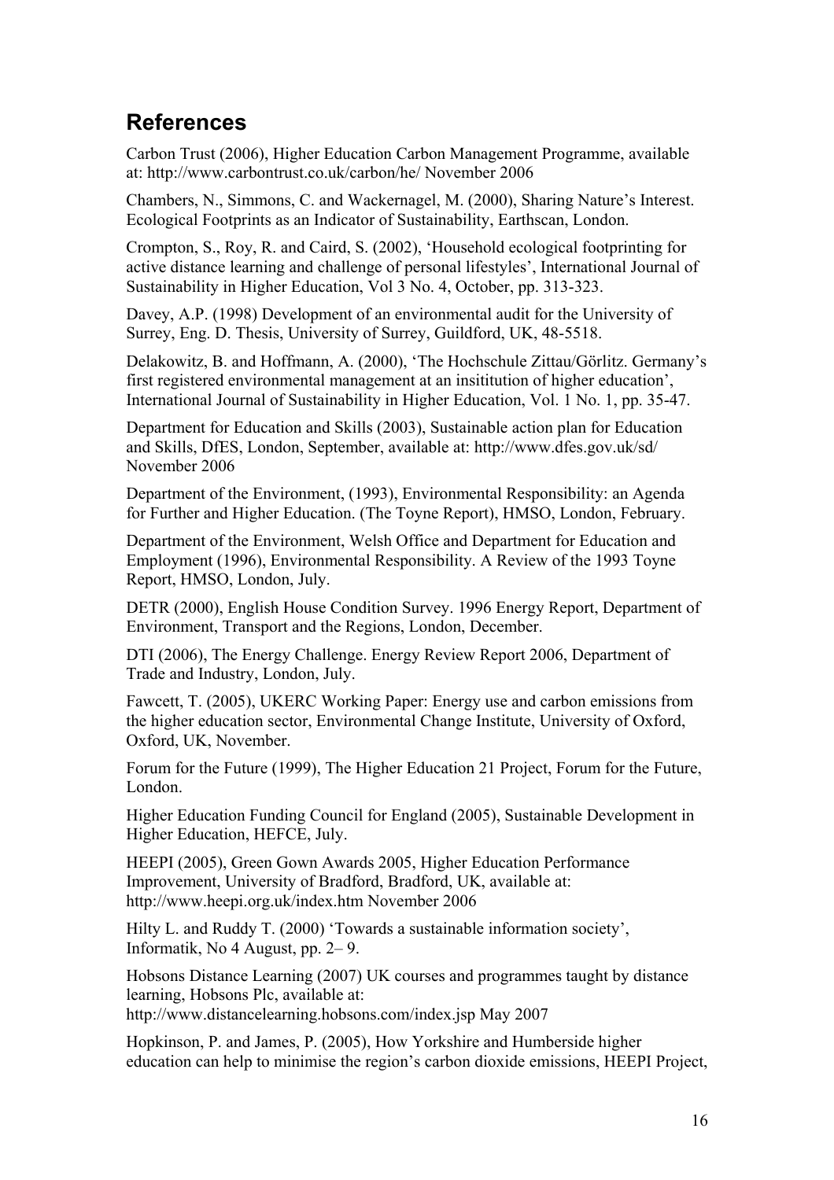## References

Carbon Trust (2006), Higher Education Carbon Management Programme, available at: http://www.carbontrust.co.uk/carbon/he/ November 2006

Chambers, N., Simmons, C. and Wackernagel, M. (2000), Sharing Nature's Interest. Ecological Footprints as an Indicator of Sustainability, Earthscan, London.

Crompton, S., Roy, R. and Caird, S. (2002), 'Household ecological footprinting for active distance learning and challenge of personal lifestyles', International Journal of Sustainability in Higher Education, Vol 3 No. 4, October, pp. 313-323.

Davey, A.P. (1998) Development of an environmental audit for the University of Surrey, Eng. D. Thesis, University of Surrey, Guildford, UK, 48-5518.

Delakowitz, B. and Hoffmann, A. (2000), 'The Hochschule Zittau/Görlitz. Germany's first registered environmental management at an insititution of higher education', International Journal of Sustainability in Higher Education, Vol. 1 No. 1, pp. 35-47.

Department for Education and Skills (2003), Sustainable action plan for Education and Skills, DfES, London, September, available at: http://www.dfes.gov.uk/sd/ November 2006

Department of the Environment, (1993), Environmental Responsibility: an Agenda for Further and Higher Education. (The Toyne Report), HMSO, London, February.

Department of the Environment, Welsh Office and Department for Education and Employment (1996), Environmental Responsibility. A Review of the 1993 Toyne Report, HMSO, London, July.

DETR (2000), English House Condition Survey. 1996 Energy Report, Department of Environment, Transport and the Regions, London, December.

DTI (2006), The Energy Challenge. Energy Review Report 2006, Department of Trade and Industry, London, July.

Fawcett, T. (2005), UKERC Working Paper: Energy use and carbon emissions from the higher education sector, Environmental Change Institute, University of Oxford, Oxford, UK, November.

Forum for the Future (1999), The Higher Education 21 Project, Forum for the Future, London.

Higher Education Funding Council for England (2005), Sustainable Development in Higher Education, HEFCE, July.

HEEPI (2005), Green Gown Awards 2005, Higher Education Performance Improvement, University of Bradford, Bradford, UK, available at: http://www.heepi.org.uk/index.htm November 2006

Hilty L. and Ruddy T. (2000) 'Towards a sustainable information society', Informatik, No 4 August, pp. 2– 9.

Hobsons Distance Learning (2007) UK courses and programmes taught by distance learning, Hobsons Plc, available at: http://www.distancelearning.hobsons.com/index.jsp May 2007

Hopkinson, P. and James, P. (2005), How Yorkshire and Humberside higher education can help to minimise the region's carbon dioxide emissions, HEEPI Project,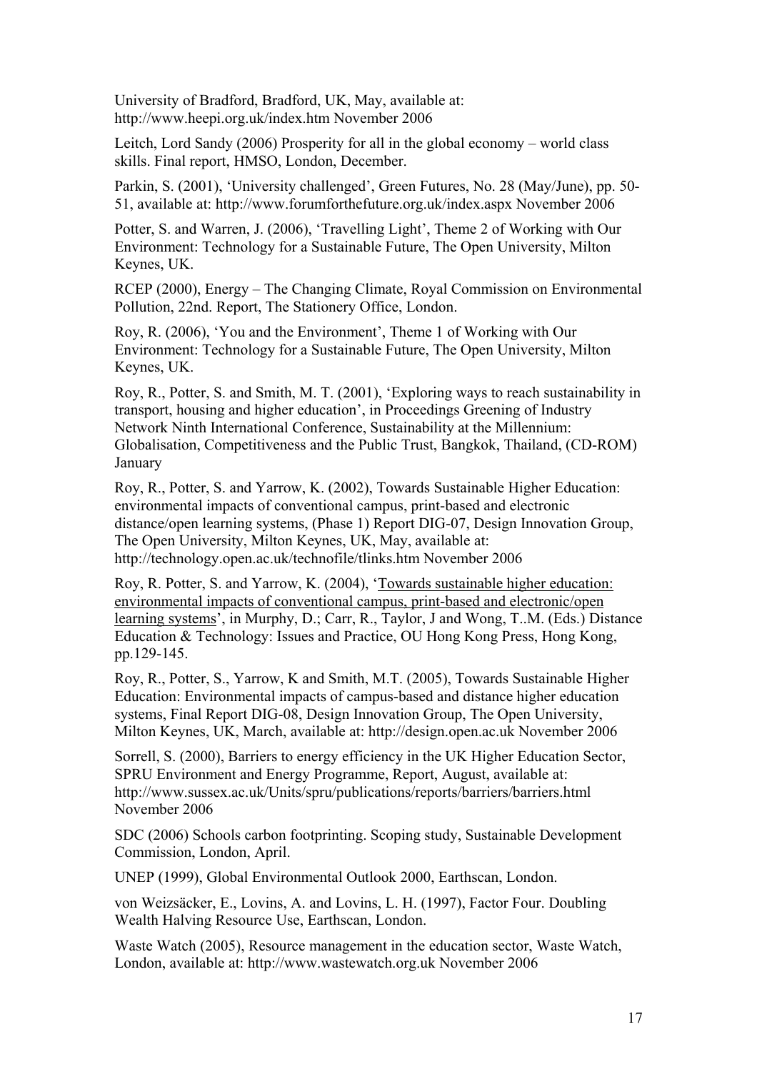University of Bradford, Bradford, UK, May, available at: http://www.heepi.org.uk/index.htm November 2006

Leitch, Lord Sandy (2006) Prosperity for all in the global economy – world class skills. Final report, HMSO, London, December.

Parkin, S. (2001), 'University challenged', Green Futures, No. 28 (May/June), pp. 50-51, available at: http://www.forumforthefuture.org.uk/index.aspx November 2006

Potter, S. and Warren, J. (2006), 'Travelling Light', Theme 2 of Working with Our Environment: Technology for a Sustainable Future, The Open University, Milton Keynes, UK.

RCEP (2000), Energy – The Changing Climate, Royal Commission on Environmental Pollution, 22nd. Report, The Stationery Office, London.

Roy, R. (2006), 'You and the Environment', Theme 1 of Working with Our Environment: Technology for a Sustainable Future, The Open University, Milton Keynes, UK.

Roy, R., Potter, S. and Smith, M. T. (2001), 'Exploring ways to reach sustainability in transport, housing and higher education', in Proceedings Greening of Industry Network Ninth International Conference, Sustainability at the Millennium: Globalisation, Competitiveness and the Public Trust, Bangkok, Thailand, (CD-ROM) January

Roy, R., Potter, S. and Yarrow, K. (2002), Towards Sustainable Higher Education: environmental impacts of conventional campus, print-based and electronic distance/open learning systems, (Phase 1) Report DIG-07, Design Innovation Group, The Open University, Milton Keynes, UK, May, available at: http://technology.open.ac.uk/technofile/tlinks.htm November 2006

Roy, R. Potter, S. and Yarrow, K. (2004), 'Towards sustainable higher education: environmental impacts of conventional campus, print-based and electronic/open learning systems', in Murphy, D.; Carr, R., Taylor, J and Wong, T..M. (Eds.) Distance Education & Technology: Issues and Practice, OU Hong Kong Press, Hong Kong, pp.129-145.

Roy, R., Potter, S., Yarrow, K and Smith, M.T. (2005), Towards Sustainable Higher Education: Environmental impacts of campus-based and distance higher education systems, Final Report DIG-08, Design Innovation Group, The Open University, Milton Keynes, UK, March, available at: http://design.open.ac.uk November 2006

Sorrell, S. (2000), Barriers to energy efficiency in the UK Higher Education Sector, SPRU Environment and Energy Programme, Report, August, available at: http://www.sussex.ac.uk/Units/spru/publications/reports/barriers/barriers.html November 2006

SDC (2006) Schools carbon footprinting. Scoping study, Sustainable Development Commission, London, April.

UNEP (1999), Global Environmental Outlook 2000, Earthscan, London.

von Weizsäcker, E., Lovins, A. and Lovins, L. H. (1997), Factor Four. Doubling Wealth Halving Resource Use, Earthscan, London.

Waste Watch (2005), Resource management in the education sector, Waste Watch, London, available at: http://www.wastewatch.org.uk November 2006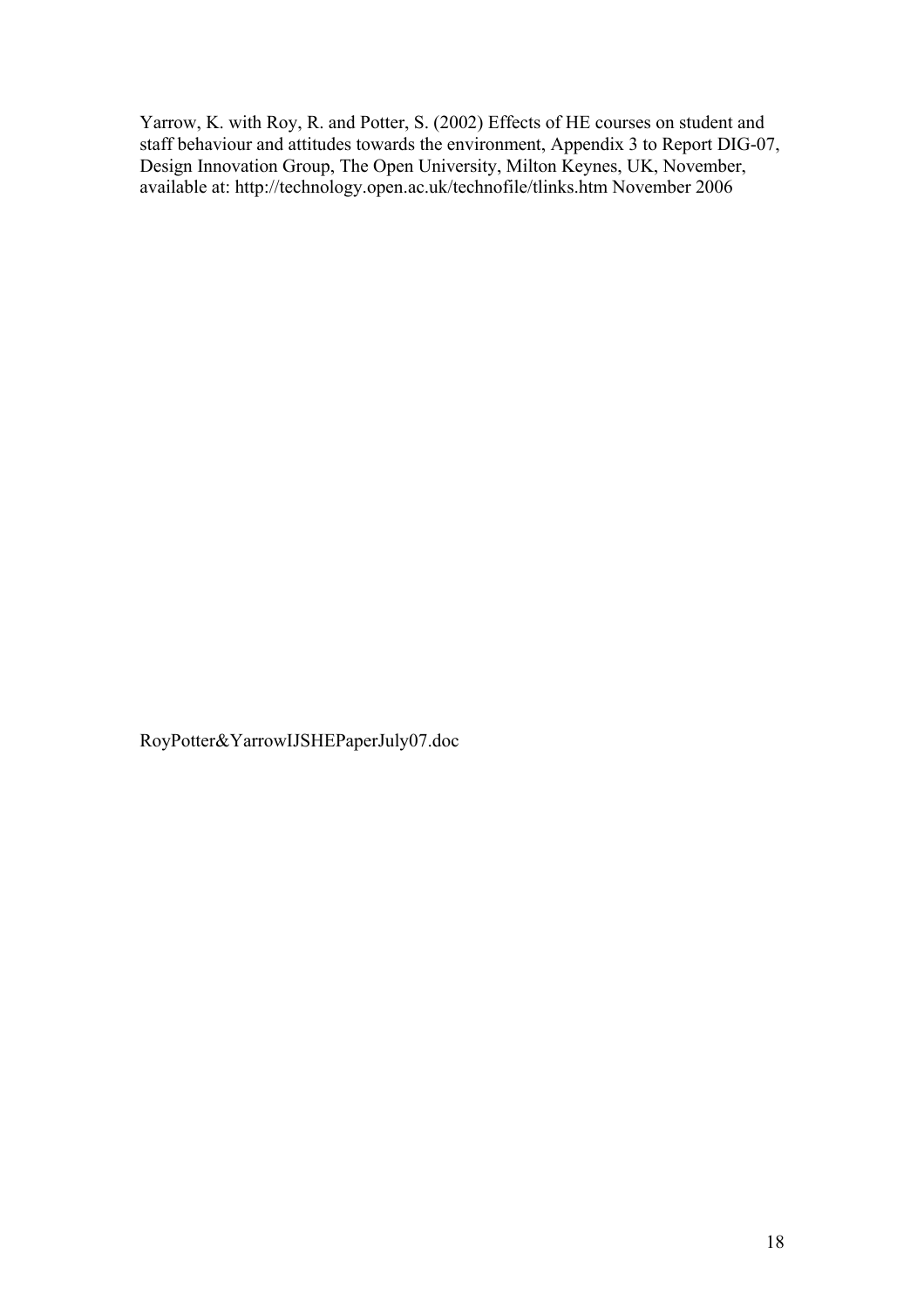Yarrow, K. with Roy, R. and Potter, S. (2002) Effects of HE courses on student and staff behaviour and attitudes towards the environment, Appendix 3 to Report DIG-07, Design Innovation Group, The Open University, Milton Keynes, UK, November, available at: http://technology.open.ac.uk/technofile/tlinks.htm November 2006

RoyPotter&YarrowIJSHEPaperJuly07.doc